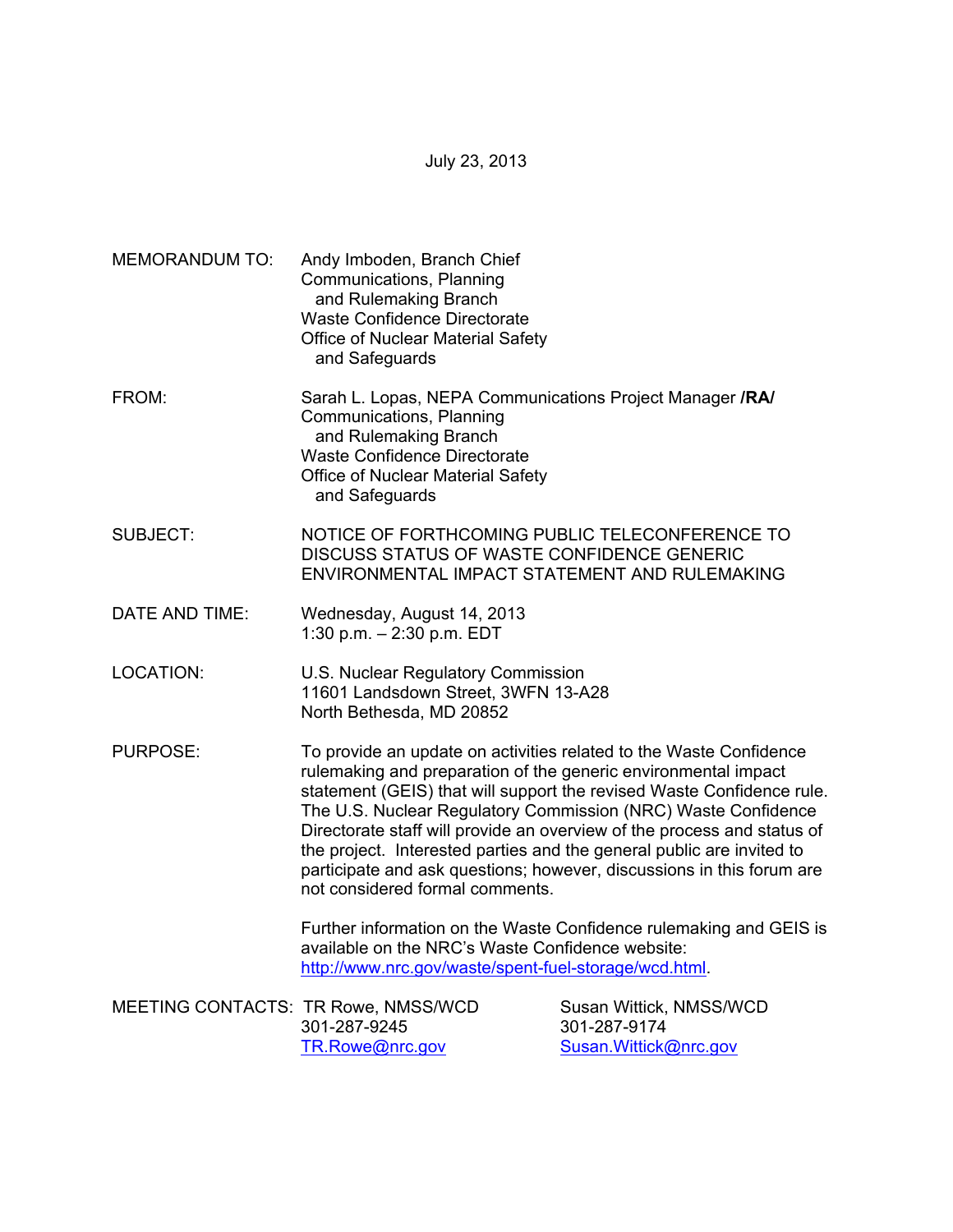July 23, 2013

MEMORANDUM TO: Andy Imboden, Branch Chief
Communications, Planning and Rulemaking Branch
Waste Confidence Directorate
Office of Nuclear Material Safety and Safeguards

FROM: Sarah L. Lopas, NEPA Communications Project Manager **/RA/**
Communications, Planning and Rulemaking Branch
Waste Confidence Directorate
Office of Nuclear Material Safety and Safeguards

SUBJECT: NOTICE OF FORTHCOMING PUBLIC TELECONFERENCE TO DISCUSS STATUS OF WASTE CONFIDENCE GENERIC ENVIRONMENTAL IMPACT STATEMENT AND RULEMAKING

DATE AND TIME: Wednesday, August 14, 2013
1:30 p.m. – 2:30 p.m. EDT

LOCATION: U.S. Nuclear Regulatory Commission
11601 Landsdown Street, 3WFN 13-A28
North Bethesda, MD 20852

PURPOSE: To provide an update on activities related to the Waste Confidence rulemaking and preparation of the generic environmental impact statement (GEIS) that will support the revised Waste Confidence rule. The U.S. Nuclear Regulatory Commission (NRC) Waste Confidence Directorate staff will provide an overview of the process and status of the project. Interested parties and the general public are invited to participate and ask questions; however, discussions in this forum are not considered formal comments.

Further information on the Waste Confidence rulemaking and GEIS is available on the NRC's Waste Confidence website: http://www.nrc.gov/waste/spent-fuel-storage/wcd.html.

MEETING CONTACTS:

| TR Rowe, NMSS/WCD | Susan Wittick, NMSS/WCD |
|---|---|
| 301-287-9245 | 301-287-9174 |
| TR.Rowe@nrc.gov | Susan.Wittick@nrc.gov |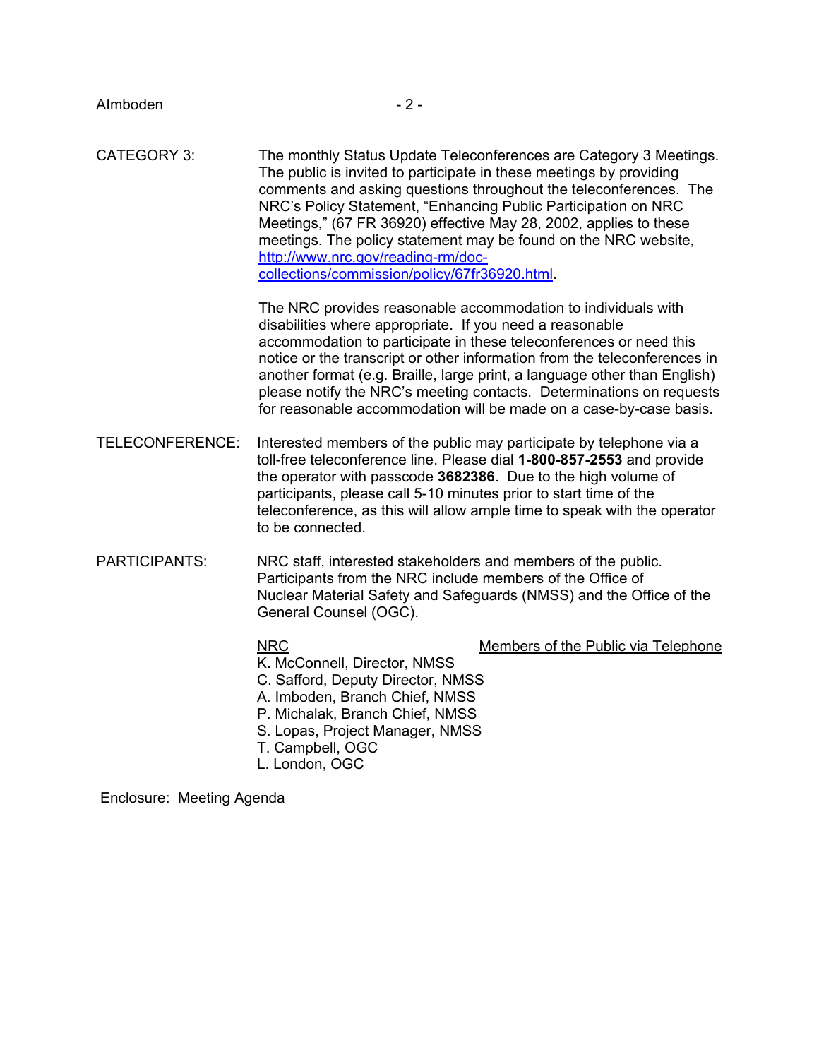CATEGORY 3: The monthly Status Update Teleconferences are Category 3 Meetings. The public is invited to participate in these meetings by providing comments and asking questions throughout the teleconferences. The NRC's Policy Statement, "Enhancing Public Participation on NRC Meetings," (67 FR 36920) effective May 28, 2002, applies to these meetings. The policy statement may be found on the NRC website, http://www.nrc.gov/reading-rm/doc-collections/commission/policy/67fr36920.html.

The NRC provides reasonable accommodation to individuals with disabilities where appropriate. If you need a reasonable accommodation to participate in these teleconferences or need this notice or the transcript or other information from the teleconferences in another format (e.g. Braille, large print, a language other than English) please notify the NRC's meeting contacts. Determinations on requests for reasonable accommodation will be made on a case-by-case basis.

TELECONFERENCE: Interested members of the public may participate by telephone via a toll-free teleconference line. Please dial **1-800-857-2553** and provide the operator with passcode **3682386**. Due to the high volume of participants, please call 5-10 minutes prior to start time of the teleconference, as this will allow ample time to speak with the operator to be connected.

PARTICIPANTS: NRC staff, interested stakeholders and members of the public. Participants from the NRC include members of the Office of Nuclear Material Safety and Safeguards (NMSS) and the Office of the General Counsel (OGC).

| NRC | Members of the Public via Telephone |
|---|---|
| K. McConnell, Director, NMSS | |
| C. Safford, Deputy Director, NMSS | |
| A. Imboden, Branch Chief, NMSS | |
| P. Michalak, Branch Chief, NMSS | |
| S. Lopas, Project Manager, NMSS | |
| T. Campbell, OGC | |
| L. London, OGC | |

Enclosure: Meeting Agenda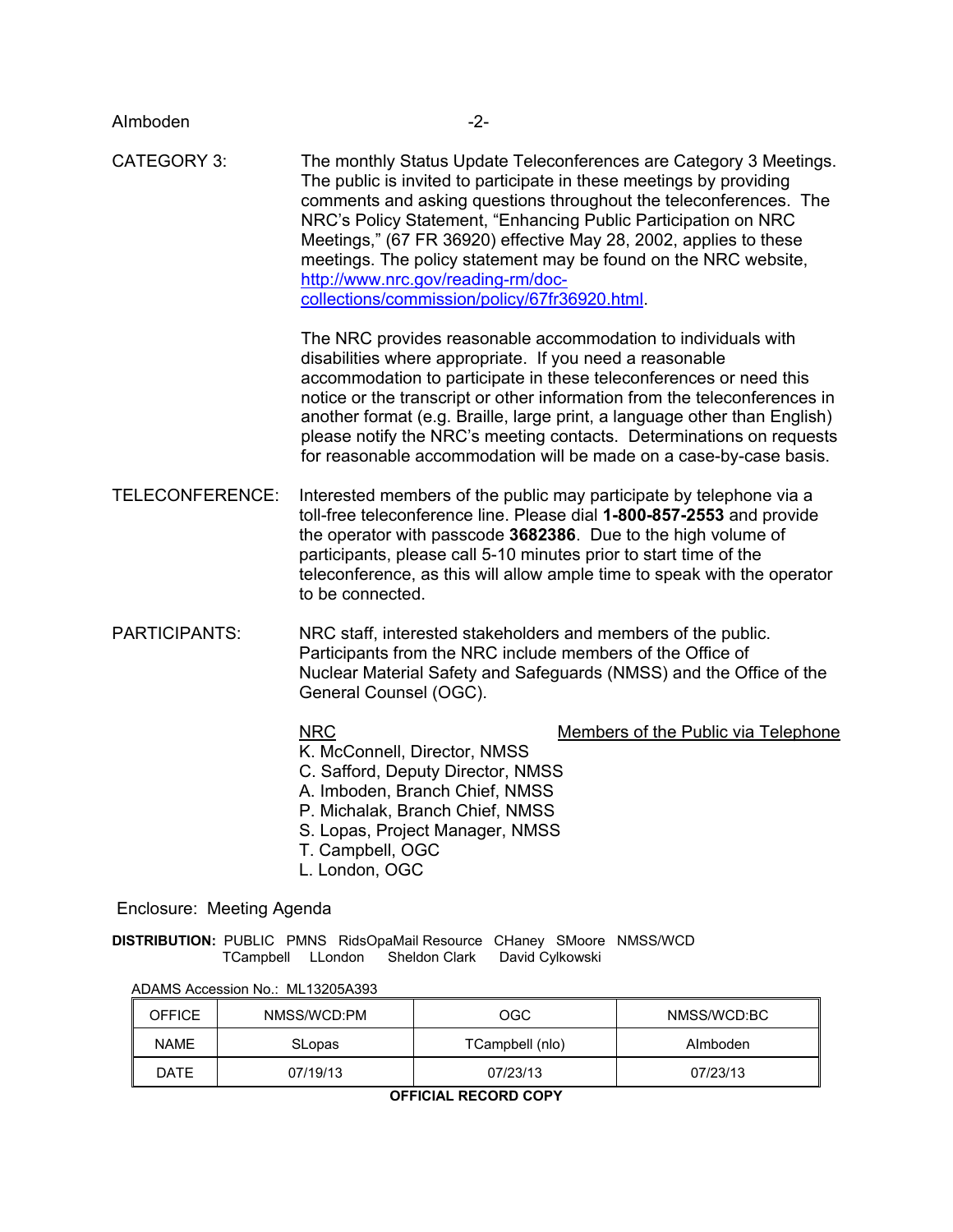CATEGORY 3: The monthly Status Update Teleconferences are Category 3 Meetings. The public is invited to participate in these meetings by providing comments and asking questions throughout the teleconferences. The NRC's Policy Statement, "Enhancing Public Participation on NRC Meetings," (67 FR 36920) effective May 28, 2002, applies to these meetings. The policy statement may be found on the NRC website, http://www.nrc.gov/reading-rm/doc-collections/commission/policy/67fr36920.html.

The NRC provides reasonable accommodation to individuals with disabilities where appropriate. If you need a reasonable accommodation to participate in these teleconferences or need this notice or the transcript or other information from the teleconferences in another format (e.g. Braille, large print, a language other than English) please notify the NRC's meeting contacts. Determinations on requests for reasonable accommodation will be made on a case-by-case basis.

TELECONFERENCE: Interested members of the public may participate by telephone via a toll-free teleconference line. Please dial **1-800-857-2553** and provide the operator with passcode **3682386**. Due to the high volume of participants, please call 5-10 minutes prior to start time of the teleconference, as this will allow ample time to speak with the operator to be connected.

PARTICIPANTS: NRC staff, interested stakeholders and members of the public. Participants from the NRC include members of the Office of Nuclear Material Safety and Safeguards (NMSS) and the Office of the General Counsel (OGC).

| NRC | Members of the Public via Telephone |
|---|---|
| K. McConnell, Director, NMSS | |
| C. Safford, Deputy Director, NMSS | |
| A. Imboden, Branch Chief, NMSS | |
| P. Michalak, Branch Chief, NMSS | |
| S. Lopas, Project Manager, NMSS | |
| T. Campbell, OGC | |
| L. London, OGC | |

Enclosure: Meeting Agenda

**DISTRIBUTION:** PUBLIC PMNS RidsOpaMail Resource CHaney SMoore NMSS/WCD TCampbell LLondon Sheldon Clark David Cylkowski

ADAMS Accession No.: ML13205A393

| OFFICE | NMSS/WCD:PM | OGC | NMSS/WCD:BC |
|---|---|---|---|
| NAME | SLopas | TCampbell (nlo) | AImboden |
| DATE | 07/19/13 | 07/23/13 | 07/23/13 |

**OFFICIAL RECORD COPY**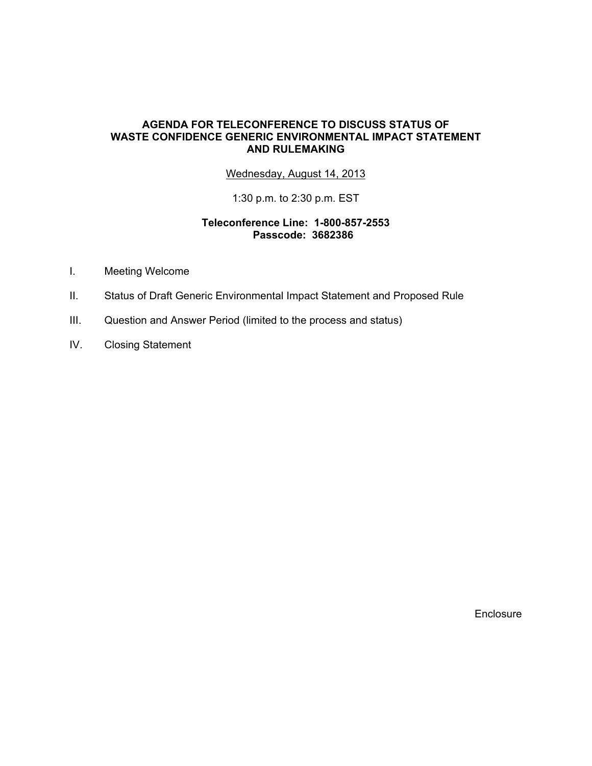# AGENDA FOR TELECONFERENCE TO DISCUSS STATUS OF WASTE CONFIDENCE GENERIC ENVIRONMENTAL IMPACT STATEMENT AND RULEMAKING

Wednesday, August 14, 2013

1:30 p.m. to 2:30 p.m. EST

**Teleconference Line: 1-800-857-2553**
**Passcode: 3682386**

I. Meeting Welcome

II. Status of Draft Generic Environmental Impact Statement and Proposed Rule

III. Question and Answer Period (limited to the process and status)

IV. Closing Statement

Enclosure